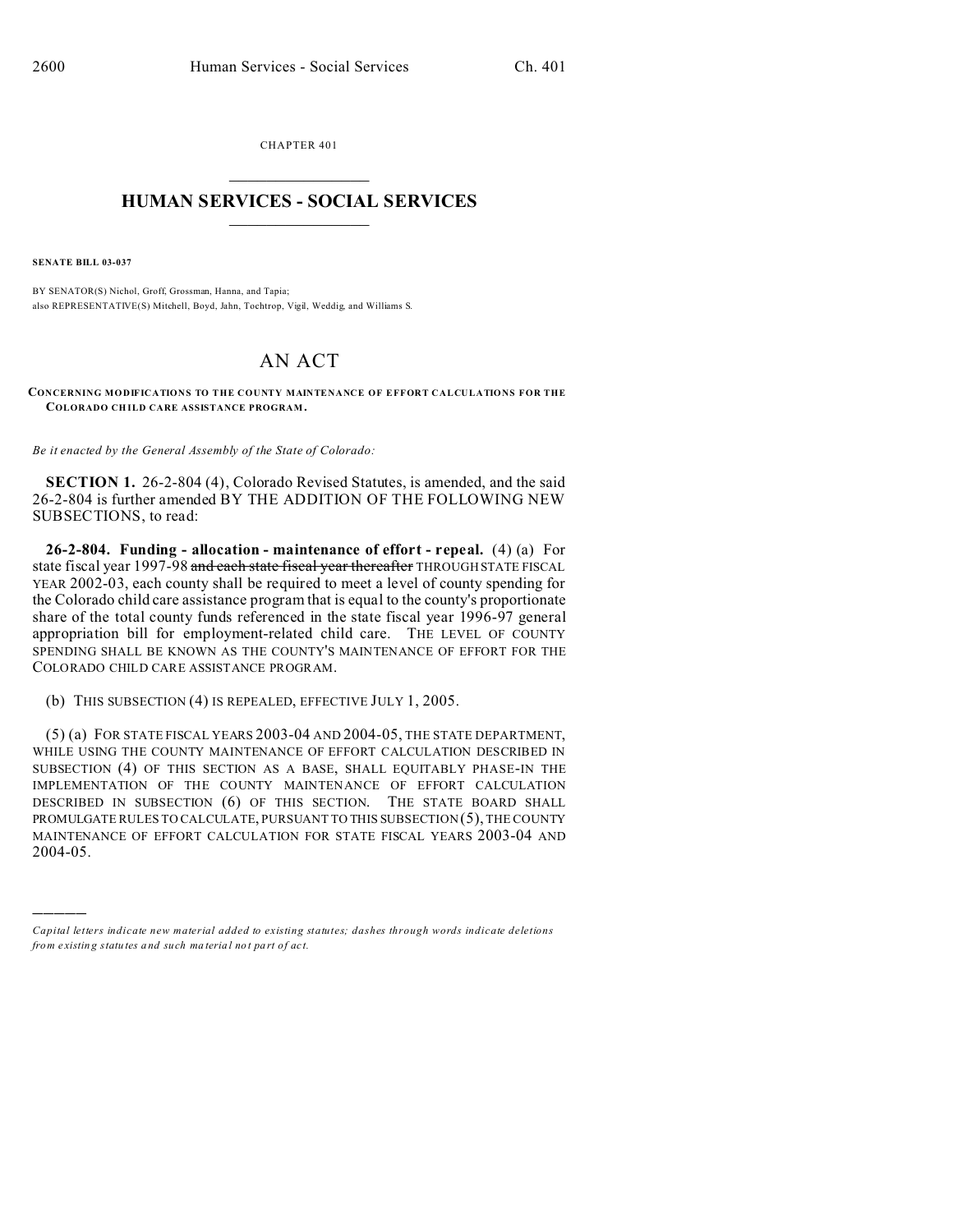CHAPTER 401

# HUMAN SERVICES - SOCIAL SERVICES

**SENATE BILL 03-037**

BY SENATOR(S) Nichol, Groff, Grossman, Hanna, and Tapia;
also REPRESENTATIVE(S) Mitchell, Boyd, Jahn, Tochtrop, Vigil, Weddig, and Williams S.

## AN ACT

**CONCERNING MODIFICATIONS TO THE COUNTY MAINTENANCE OF EFFORT CALCULATIONS FOR THE COLORADO CHILD CARE ASSISTANCE PROGRAM.**

*Be it enacted by the General Assembly of the State of Colorado:*

**SECTION 1.** 26-2-804 (4), Colorado Revised Statutes, is amended, and the said 26-2-804 is further amended BY THE ADDITION OF THE FOLLOWING NEW SUBSECTIONS, to read:

**26-2-804. Funding - allocation - maintenance of effort - repeal.** (4) (a) For state fiscal year 1997-98 ~~and each state fiscal year thereafter~~ THROUGH STATE FISCAL YEAR 2002-03, each county shall be required to meet a level of county spending for the Colorado child care assistance program that is equal to the county's proportionate share of the total county funds referenced in the state fiscal year 1996-97 general appropriation bill for employment-related child care. THE LEVEL OF COUNTY SPENDING SHALL BE KNOWN AS THE COUNTY'S MAINTENANCE OF EFFORT FOR THE COLORADO CHILD CARE ASSISTANCE PROGRAM.

(b) THIS SUBSECTION (4) IS REPEALED, EFFECTIVE JULY 1, 2005.

(5) (a) FOR STATE FISCAL YEARS 2003-04 AND 2004-05, THE STATE DEPARTMENT, WHILE USING THE COUNTY MAINTENANCE OF EFFORT CALCULATION DESCRIBED IN SUBSECTION (4) OF THIS SECTION AS A BASE, SHALL EQUITABLY PHASE-IN THE IMPLEMENTATION OF THE COUNTY MAINTENANCE OF EFFORT CALCULATION DESCRIBED IN SUBSECTION (6) OF THIS SECTION. THE STATE BOARD SHALL PROMULGATE RULES TO CALCULATE, PURSUANT TO THIS SUBSECTION (5), THE COUNTY MAINTENANCE OF EFFORT CALCULATION FOR STATE FISCAL YEARS 2003-04 AND 2004-05.

---

*Capital letters indicate new material added to existing statutes; dashes through words indicate deletions from existing statutes and such material not part of act.*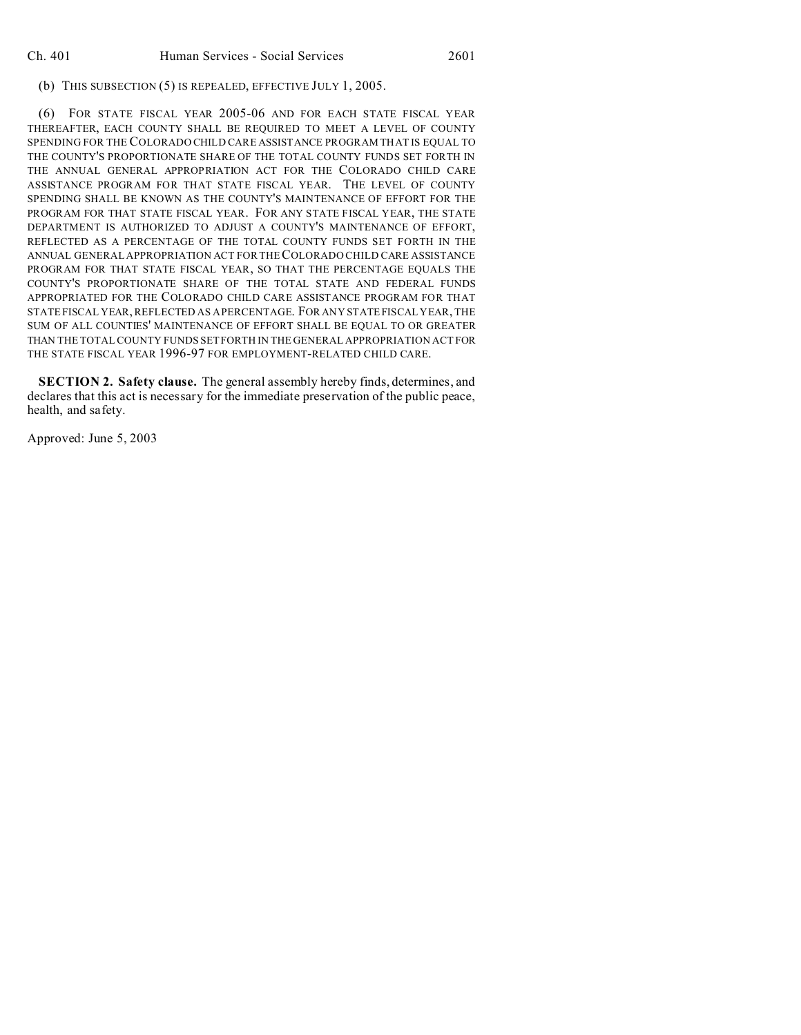(b) THIS SUBSECTION (5) IS REPEALED, EFFECTIVE JULY 1, 2005.

(6) FOR STATE FISCAL YEAR 2005-06 AND FOR EACH STATE FISCAL YEAR THEREAFTER, EACH COUNTY SHALL BE REQUIRED TO MEET A LEVEL OF COUNTY SPENDING FOR THE COLORADO CHILD CARE ASSISTANCE PROGRAM THAT IS EQUAL TO THE COUNTY'S PROPORTIONATE SHARE OF THE TOTAL COUNTY FUNDS SET FORTH IN THE ANNUAL GENERAL APPROPRIATION ACT FOR THE COLORADO CHILD CARE ASSISTANCE PROGRAM FOR THAT STATE FISCAL YEAR. THE LEVEL OF COUNTY SPENDING SHALL BE KNOWN AS THE COUNTY'S MAINTENANCE OF EFFORT FOR THE PROGRAM FOR THAT STATE FISCAL YEAR. FOR ANY STATE FISCAL YEAR, THE STATE DEPARTMENT IS AUTHORIZED TO ADJUST A COUNTY'S MAINTENANCE OF EFFORT, REFLECTED AS A PERCENTAGE OF THE TOTAL COUNTY FUNDS SET FORTH IN THE ANNUAL GENERAL APPROPRIATION ACT FOR THE COLORADO CHILD CARE ASSISTANCE PROGRAM FOR THAT STATE FISCAL YEAR, SO THAT THE PERCENTAGE EQUALS THE COUNTY'S PROPORTIONATE SHARE OF THE TOTAL STATE AND FEDERAL FUNDS APPROPRIATED FOR THE COLORADO CHILD CARE ASSISTANCE PROGRAM FOR THAT STATE FISCAL YEAR, REFLECTED AS A PERCENTAGE. FOR ANY STATE FISCAL YEAR, THE SUM OF ALL COUNTIES' MAINTENANCE OF EFFORT SHALL BE EQUAL TO OR GREATER THAN THE TOTAL COUNTY FUNDS SET FORTH IN THE GENERAL APPROPRIATION ACT FOR THE STATE FISCAL YEAR 1996-97 FOR EMPLOYMENT-RELATED CHILD CARE.

**SECTION 2. Safety clause.** The general assembly hereby finds, determines, and declares that this act is necessary for the immediate preservation of the public peace, health, and safety.

Approved: June 5, 2003